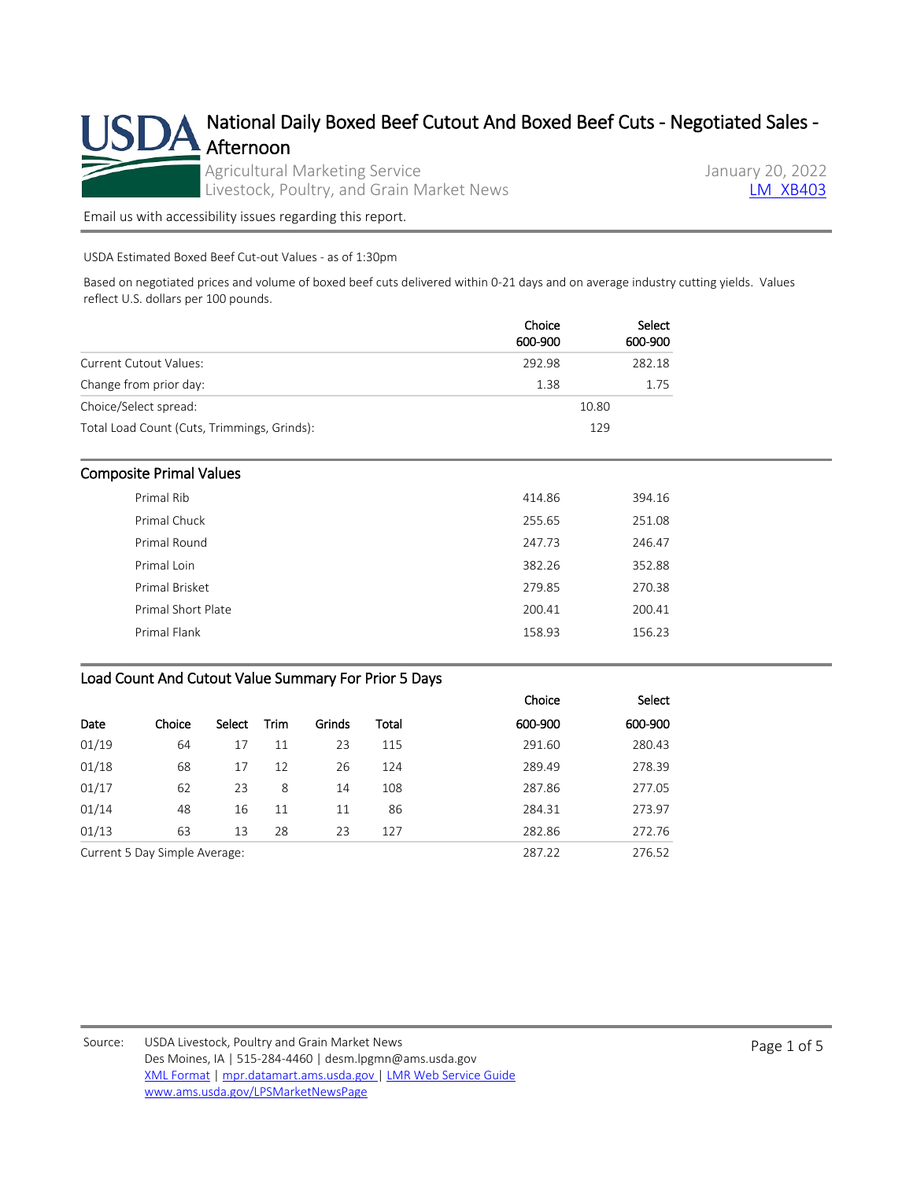# National Daily Boxed Beef Cutout And Boxed Beef Cuts - Negotiated Sales - Afternoon

Agricultural Marketing Service
Livestock, Poultry, and Grain Market News

January 20, 2022
LM_XB403

Email us with accessibility issues regarding this report.

USDA Estimated Boxed Beef Cut-out Values - as of 1:30pm

Based on negotiated prices and volume of boxed beef cuts delivered within 0-21 days and on average industry cutting yields. Values reflect U.S. dollars per 100 pounds.

| | Choice 600-900 | Select 600-900 |
|---|---|---|
| Current Cutout Values: | 292.98 | 282.18 |
| Change from prior day: | 1.38 | 1.75 |
| Choice/Select spread: | 10.80 | |
| Total Load Count (Cuts, Trimmings, Grinds): | 129 | |

## Composite Primal Values

| | Choice | Select |
|---|---|---|
| Primal Rib | 414.86 | 394.16 |
| Primal Chuck | 255.65 | 251.08 |
| Primal Round | 247.73 | 246.47 |
| Primal Loin | 382.26 | 352.88 |
| Primal Brisket | 279.85 | 270.38 |
| Primal Short Plate | 200.41 | 200.41 |
| Primal Flank | 158.93 | 156.23 |

## Load Count And Cutout Value Summary For Prior 5 Days

| Date | Choice | Select | Trim | Grinds | Total | Choice 600-900 | Select 600-900 |
|---|---|---|---|---|---|---|---|
| 01/19 | 64 | 17 | 11 | 23 | 115 | 291.60 | 280.43 |
| 01/18 | 68 | 17 | 12 | 26 | 124 | 289.49 | 278.39 |
| 01/17 | 62 | 23 | 8 | 14 | 108 | 287.86 | 277.05 |
| 01/14 | 48 | 16 | 11 | 11 | 86 | 284.31 | 273.97 |
| 01/13 | 63 | 13 | 28 | 23 | 127 | 282.86 | 272.76 |
| Current 5 Day Simple Average: | | | | | | 287.22 | 276.52 |

Source: USDA Livestock, Poultry and Grain Market News
Des Moines, IA | 515-284-4460 | desm.lpgmn@ams.usda.gov
XML Format | mpr.datamart.ams.usda.gov | LMR Web Service Guide
www.ams.usda.gov/LPSMarketNewsPage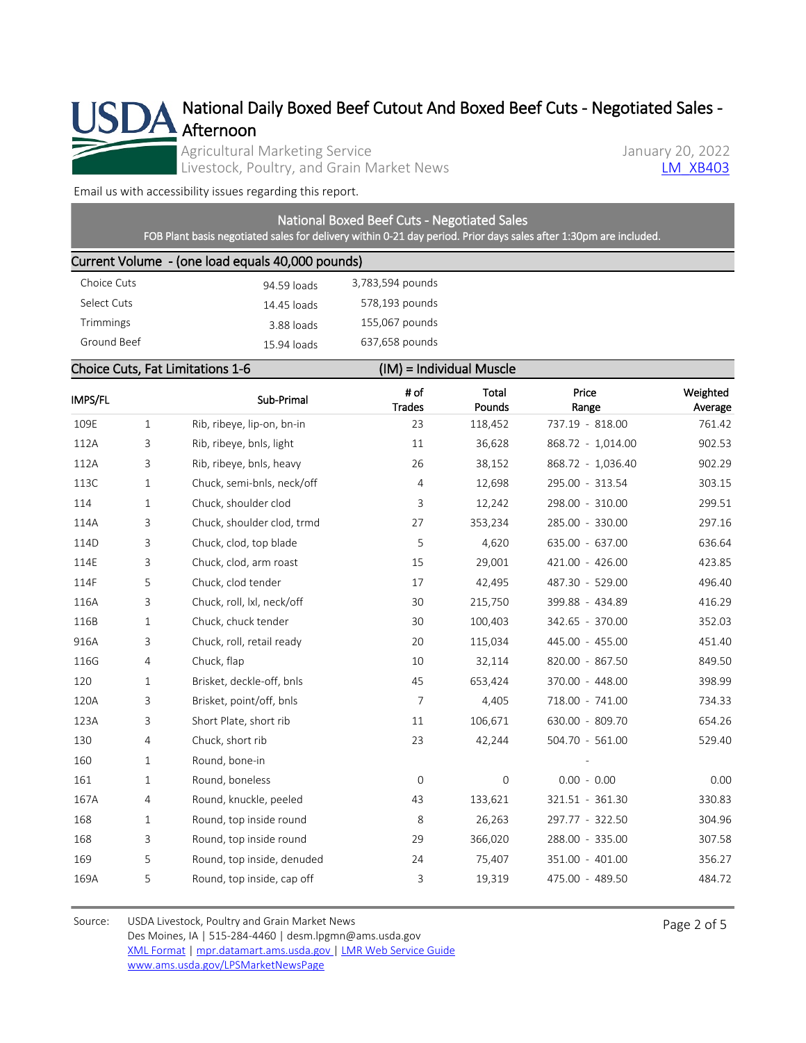# National Daily Boxed Beef Cutout And Boxed Beef Cuts - Negotiated Sales - Afternoon

Agricultural Marketing Service
Livestock, Poultry, and Grain Market News

January 20, 2022
LM_XB403

Email us with accessibility issues regarding this report.

## National Boxed Beef Cuts - Negotiated Sales

FOB Plant basis negotiated sales for delivery within 0-21 day period. Prior days sales after 1:30pm are included.

### Current Volume - (one load equals 40,000 pounds)

| | | |
|---|---|---|
| Choice Cuts | 94.59 loads | 3,783,594 pounds |
| Select Cuts | 14.45 loads | 578,193 pounds |
| Trimmings | 3.88 loads | 155,067 pounds |
| Ground Beef | 15.94 loads | 637,658 pounds |

### Choice Cuts, Fat Limitations 1-6 — (IM) = Individual Muscle

| IMPS/FL | | Sub-Primal | # of Trades | Total Pounds | Price Range | Weighted Average |
|---|---|---|---|---|---|---|
| 109E | 1 | Rib, ribeye, lip-on, bn-in | 23 | 118,452 | 737.19 - 818.00 | 761.42 |
| 112A | 3 | Rib, ribeye, bnls, light | 11 | 36,628 | 868.72 - 1,014.00 | 902.53 |
| 112A | 3 | Rib, ribeye, bnls, heavy | 26 | 38,152 | 868.72 - 1,036.40 | 902.29 |
| 113C | 1 | Chuck, semi-bnls, neck/off | 4 | 12,698 | 295.00 - 313.54 | 303.15 |
| 114 | 1 | Chuck, shoulder clod | 3 | 12,242 | 298.00 - 310.00 | 299.51 |
| 114A | 3 | Chuck, shoulder clod, trmd | 27 | 353,234 | 285.00 - 330.00 | 297.16 |
| 114D | 3 | Chuck, clod, top blade | 5 | 4,620 | 635.00 - 637.00 | 636.64 |
| 114E | 3 | Chuck, clod, arm roast | 15 | 29,001 | 421.00 - 426.00 | 423.85 |
| 114F | 5 | Chuck, clod tender | 17 | 42,495 | 487.30 - 529.00 | 496.40 |
| 116A | 3 | Chuck, roll, lxl, neck/off | 30 | 215,750 | 399.88 - 434.89 | 416.29 |
| 116B | 1 | Chuck, chuck tender | 30 | 100,403 | 342.65 - 370.00 | 352.03 |
| 916A | 3 | Chuck, roll, retail ready | 20 | 115,034 | 445.00 - 455.00 | 451.40 |
| 116G | 4 | Chuck, flap | 10 | 32,114 | 820.00 - 867.50 | 849.50 |
| 120 | 1 | Brisket, deckle-off, bnls | 45 | 653,424 | 370.00 - 448.00 | 398.99 |
| 120A | 3 | Brisket, point/off, bnls | 7 | 4,405 | 718.00 - 741.00 | 734.33 |
| 123A | 3 | Short Plate, short rib | 11 | 106,671 | 630.00 - 809.70 | 654.26 |
| 130 | 4 | Chuck, short rib | 23 | 42,244 | 504.70 - 561.00 | 529.40 |
| 160 | 1 | Round, bone-in | | | - | |
| 161 | 1 | Round, boneless | 0 | 0 | 0.00 - 0.00 | 0.00 |
| 167A | 4 | Round, knuckle, peeled | 43 | 133,621 | 321.51 - 361.30 | 330.83 |
| 168 | 1 | Round, top inside round | 8 | 26,263 | 297.77 - 322.50 | 304.96 |
| 168 | 3 | Round, top inside round | 29 | 366,020 | 288.00 - 335.00 | 307.58 |
| 169 | 5 | Round, top inside, denuded | 24 | 75,407 | 351.00 - 401.00 | 356.27 |
| 169A | 5 | Round, top inside, cap off | 3 | 19,319 | 475.00 - 489.50 | 484.72 |

Source: USDA Livestock, Poultry and Grain Market News
Des Moines, IA | 515-284-4460 | desm.lpgmn@ams.usda.gov
XML Format | mpr.datamart.ams.usda.gov | LMR Web Service Guide
www.ams.usda.gov/LPSMarketNewsPage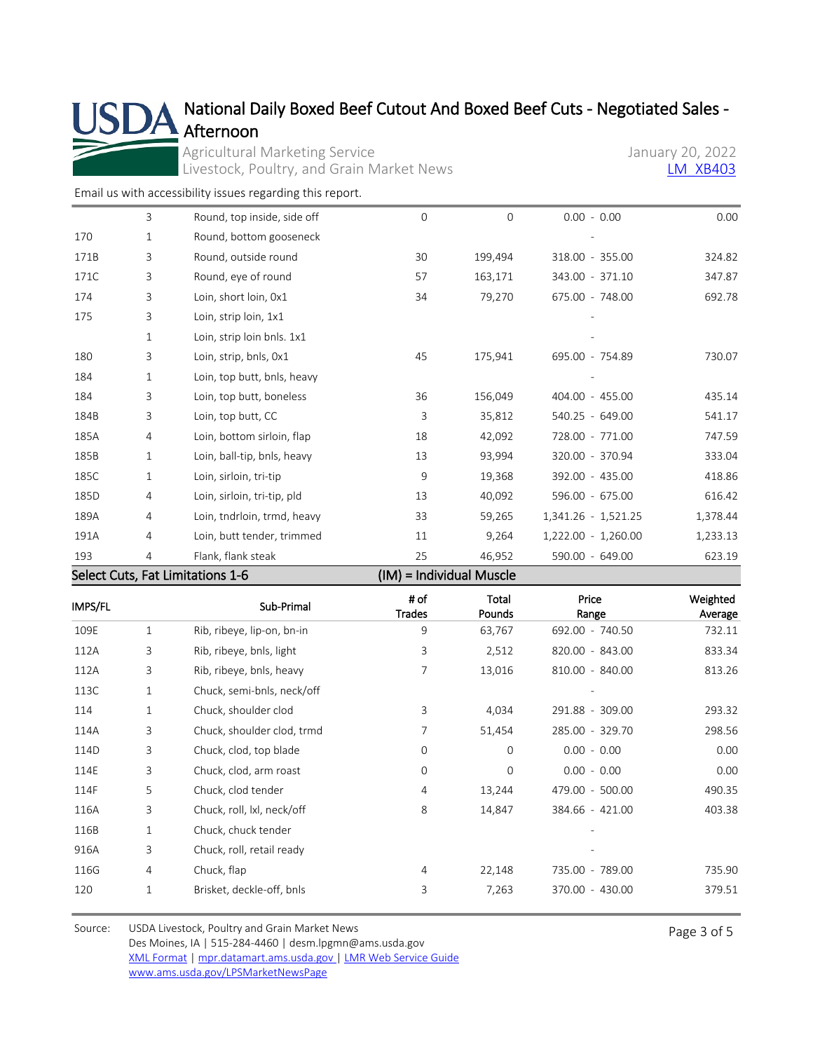# National Daily Boxed Beef Cutout And Boxed Beef Cuts - Negotiated Sales - Afternoon

Agricultural Marketing Service
Livestock, Poultry, and Grain Market News

January 20, 2022
LM_XB403

Email us with accessibility issues regarding this report.

| | | | | | | |
|---|---|---|---|---|---|---|
| | 3 | Round, top inside, side off | 0 | 0 | 0.00 - 0.00 | 0.00 |
| 170 | 1 | Round, bottom gooseneck | | | - | |
| 171B | 3 | Round, outside round | 30 | 199,494 | 318.00 - 355.00 | 324.82 |
| 171C | 3 | Round, eye of round | 57 | 163,171 | 343.00 - 371.10 | 347.87 |
| 174 | 3 | Loin, short loin, 0x1 | 34 | 79,270 | 675.00 - 748.00 | 692.78 |
| 175 | 3 | Loin, strip loin, 1x1 | | | - | |
| | 1 | Loin, strip loin bnls. 1x1 | | | - | |
| 180 | 3 | Loin, strip, bnls, 0x1 | 45 | 175,941 | 695.00 - 754.89 | 730.07 |
| 184 | 1 | Loin, top butt, bnls, heavy | | | - | |
| 184 | 3 | Loin, top butt, boneless | 36 | 156,049 | 404.00 - 455.00 | 435.14 |
| 184B | 3 | Loin, top butt, CC | 3 | 35,812 | 540.25 - 649.00 | 541.17 |
| 185A | 4 | Loin, bottom sirloin, flap | 18 | 42,092 | 728.00 - 771.00 | 747.59 |
| 185B | 1 | Loin, ball-tip, bnls, heavy | 13 | 93,994 | 320.00 - 370.94 | 333.04 |
| 185C | 1 | Loin, sirloin, tri-tip | 9 | 19,368 | 392.00 - 435.00 | 418.86 |
| 185D | 4 | Loin, sirloin, tri-tip, pld | 13 | 40,092 | 596.00 - 675.00 | 616.42 |
| 189A | 4 | Loin, tndrloin, trmd, heavy | 33 | 59,265 | 1,341.26 - 1,521.25 | 1,378.44 |
| 191A | 4 | Loin, butt tender, trimmed | 11 | 9,264 | 1,222.00 - 1,260.00 | 1,233.13 |
| 193 | 4 | Flank, flank steak | 25 | 46,952 | 590.00 - 649.00 | 623.19 |

**Select Cuts, Fat Limitations 1-6** (IM) = Individual Muscle

| IMPS/FL | | Sub-Primal | # of Trades | Total Pounds | Price Range | Weighted Average |
|---|---|---|---|---|---|---|
| 109E | 1 | Rib, ribeye, lip-on, bn-in | 9 | 63,767 | 692.00 - 740.50 | 732.11 |
| 112A | 3 | Rib, ribeye, bnls, light | 3 | 2,512 | 820.00 - 843.00 | 833.34 |
| 112A | 3 | Rib, ribeye, bnls, heavy | 7 | 13,016 | 810.00 - 840.00 | 813.26 |
| 113C | 1 | Chuck, semi-bnls, neck/off | | | - | |
| 114 | 1 | Chuck, shoulder clod | 3 | 4,034 | 291.88 - 309.00 | 293.32 |
| 114A | 3 | Chuck, shoulder clod, trmd | 7 | 51,454 | 285.00 - 329.70 | 298.56 |
| 114D | 3 | Chuck, clod, top blade | 0 | 0 | 0.00 - 0.00 | 0.00 |
| 114E | 3 | Chuck, clod, arm roast | 0 | 0 | 0.00 - 0.00 | 0.00 |
| 114F | 5 | Chuck, clod tender | 4 | 13,244 | 479.00 - 500.00 | 490.35 |
| 116A | 3 | Chuck, roll, lxl, neck/off | 8 | 14,847 | 384.66 - 421.00 | 403.38 |
| 116B | 1 | Chuck, chuck tender | | | - | |
| 916A | 3 | Chuck, roll, retail ready | | | - | |
| 116G | 4 | Chuck, flap | 4 | 22,148 | 735.00 - 789.00 | 735.90 |
| 120 | 1 | Brisket, deckle-off, bnls | 3 | 7,263 | 370.00 - 430.00 | 379.51 |

Source: USDA Livestock, Poultry and Grain Market News
Des Moines, IA | 515-284-4460 | desm.lpgmn@ams.usda.gov
XML Format | mpr.datamart.ams.usda.gov | LMR Web Service Guide
www.ams.usda.gov/LPSMarketNewsPage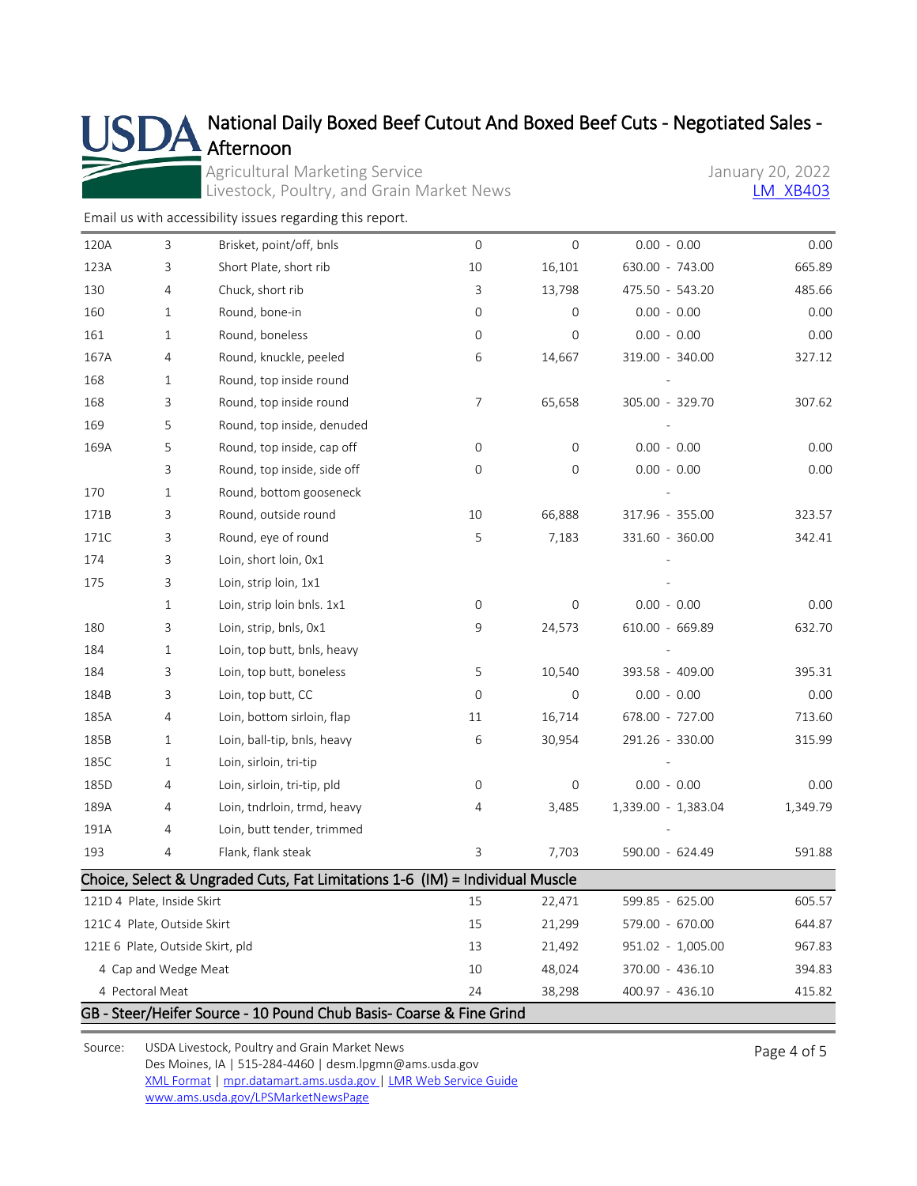# National Daily Boxed Beef Cutout And Boxed Beef Cuts - Negotiated Sales - Afternoon

Agricultural Marketing Service
Livestock, Poultry, and Grain Market News

January 20, 2022
LM_XB403

Email us with accessibility issues regarding this report.

| | | | | | | |
|---|---|---|---|---|---|---|
| 120A | 3 | Brisket, point/off, bnls | 0 | 0 | 0.00 - 0.00 | 0.00 |
| 123A | 3 | Short Plate, short rib | 10 | 16,101 | 630.00 - 743.00 | 665.89 |
| 130 | 4 | Chuck, short rib | 3 | 13,798 | 475.50 - 543.20 | 485.66 |
| 160 | 1 | Round, bone-in | 0 | 0 | 0.00 - 0.00 | 0.00 |
| 161 | 1 | Round, boneless | 0 | 0 | 0.00 - 0.00 | 0.00 |
| 167A | 4 | Round, knuckle, peeled | 6 | 14,667 | 319.00 - 340.00 | 327.12 |
| 168 | 1 | Round, top inside round | | | - | |
| 168 | 3 | Round, top inside round | 7 | 65,658 | 305.00 - 329.70 | 307.62 |
| 169 | 5 | Round, top inside, denuded | | | - | |
| 169A | 5 | Round, top inside, cap off | 0 | 0 | 0.00 - 0.00 | 0.00 |
| | 3 | Round, top inside, side off | 0 | 0 | 0.00 - 0.00 | 0.00 |
| 170 | 1 | Round, bottom gooseneck | | | - | |
| 171B | 3 | Round, outside round | 10 | 66,888 | 317.96 - 355.00 | 323.57 |
| 171C | 3 | Round, eye of round | 5 | 7,183 | 331.60 - 360.00 | 342.41 |
| 174 | 3 | Loin, short loin, 0x1 | | | - | |
| 175 | 3 | Loin, strip loin, 1x1 | | | - | |
| | 1 | Loin, strip loin bnls. 1x1 | 0 | 0 | 0.00 - 0.00 | 0.00 |
| 180 | 3 | Loin, strip, bnls, 0x1 | 9 | 24,573 | 610.00 - 669.89 | 632.70 |
| 184 | 1 | Loin, top butt, bnls, heavy | | | - | |
| 184 | 3 | Loin, top butt, boneless | 5 | 10,540 | 393.58 - 409.00 | 395.31 |
| 184B | 3 | Loin, top butt, CC | 0 | 0 | 0.00 - 0.00 | 0.00 |
| 185A | 4 | Loin, bottom sirloin, flap | 11 | 16,714 | 678.00 - 727.00 | 713.60 |
| 185B | 1 | Loin, ball-tip, bnls, heavy | 6 | 30,954 | 291.26 - 330.00 | 315.99 |
| 185C | 1 | Loin, sirloin, tri-tip | | | - | |
| 185D | 4 | Loin, sirloin, tri-tip, pld | 0 | 0 | 0.00 - 0.00 | 0.00 |
| 189A | 4 | Loin, tndrloin, trmd, heavy | 4 | 3,485 | 1,339.00 - 1,383.04 | 1,349.79 |
| 191A | 4 | Loin, butt tender, trimmed | | | - | |
| 193 | 4 | Flank, flank steak | 3 | 7,703 | 590.00 - 624.49 | 591.88 |

## Choice, Select & Ungraded Cuts, Fat Limitations 1-6 (IM) = Individual Muscle

| | | | | |
|---|---|---|---|---|
| 121D 4 Plate, Inside Skirt | 15 | 22,471 | 599.85 - 625.00 | 605.57 |
| 121C 4 Plate, Outside Skirt | 15 | 21,299 | 579.00 - 670.00 | 644.87 |
| 121E 6 Plate, Outside Skirt, pld | 13 | 21,492 | 951.02 - 1,005.00 | 967.83 |
| 4 Cap and Wedge Meat | 10 | 48,024 | 370.00 - 436.10 | 394.83 |
| 4 Pectoral Meat | 24 | 38,298 | 400.97 - 436.10 | 415.82 |

## GB - Steer/Heifer Source - 10 Pound Chub Basis- Coarse & Fine Grind

Source: USDA Livestock, Poultry and Grain Market News
Des Moines, IA | 515-284-4460 | desm.lpgmn@ams.usda.gov
XML Format | mpr.datamart.ams.usda.gov | LMR Web Service Guide
www.ams.usda.gov/LPSMarketNewsPage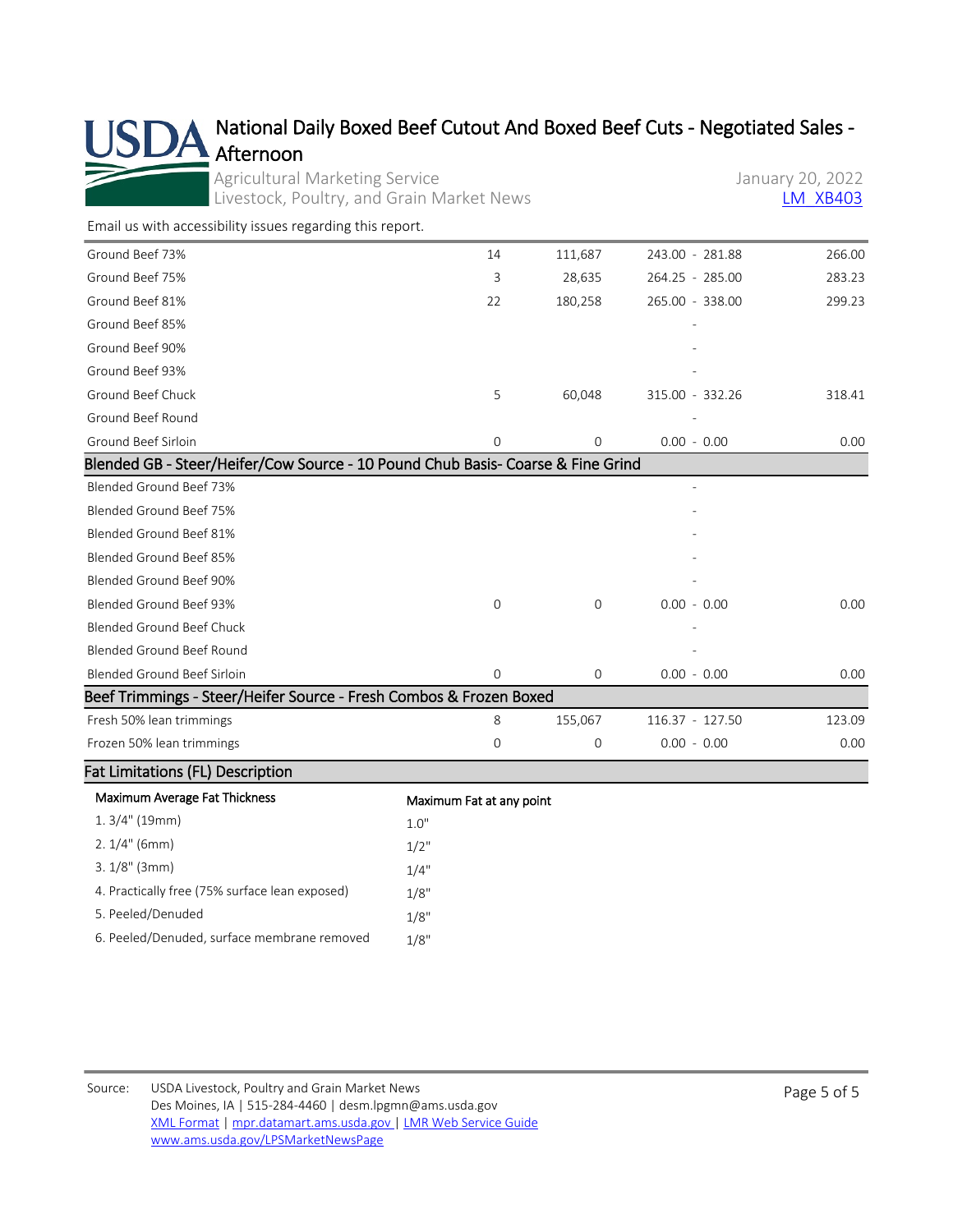# National Daily Boxed Beef Cutout And Boxed Beef Cuts - Negotiated Sales - Afternoon

Agricultural Marketing Service
Livestock, Poultry, and Grain Market News

January 20, 2022
LM_XB403

Email us with accessibility issues regarding this report.

| | | | | |
|---|---|---|---|---|
| Ground Beef 73% | 14 | 111,687 | 243.00 - 281.88 | 266.00 |
| Ground Beef 75% | 3 | 28,635 | 264.25 - 285.00 | 283.23 |
| Ground Beef 81% | 22 | 180,258 | 265.00 - 338.00 | 299.23 |
| Ground Beef 85% | | | - | |
| Ground Beef 90% | | | - | |
| Ground Beef 93% | | | - | |
| Ground Beef Chuck | 5 | 60,048 | 315.00 - 332.26 | 318.41 |
| Ground Beef Round | | | - | |
| Ground Beef Sirloin | 0 | 0 | 0.00 - 0.00 | 0.00 |
| **Blended GB - Steer/Heifer/Cow Source - 10 Pound Chub Basis- Coarse & Fine Grind** | | | | |
| Blended Ground Beef 73% | | | - | |
| Blended Ground Beef 75% | | | - | |
| Blended Ground Beef 81% | | | - | |
| Blended Ground Beef 85% | | | - | |
| Blended Ground Beef 90% | | | - | |
| Blended Ground Beef 93% | 0 | 0 | 0.00 - 0.00 | 0.00 |
| Blended Ground Beef Chuck | | | - | |
| Blended Ground Beef Round | | | - | |
| Blended Ground Beef Sirloin | 0 | 0 | 0.00 - 0.00 | 0.00 |
| **Beef Trimmings - Steer/Heifer Source - Fresh Combos & Frozen Boxed** | | | | |
| Fresh 50% lean trimmings | 8 | 155,067 | 116.37 - 127.50 | 123.09 |
| Frozen 50% lean trimmings | 0 | 0 | 0.00 - 0.00 | 0.00 |

## Fat Limitations (FL) Description

| Maximum Average Fat Thickness | Maximum Fat at any point |
|---|---|
| 1. 3/4" (19mm) | 1.0" |
| 2. 1/4" (6mm) | 1/2" |
| 3. 1/8" (3mm) | 1/4" |
| 4. Practically free (75% surface lean exposed) | 1/8" |
| 5. Peeled/Denuded | 1/8" |
| 6. Peeled/Denuded, surface membrane removed | 1/8" |

Source: USDA Livestock, Poultry and Grain Market News
Des Moines, IA | 515-284-4460 | desm.lpgmn@ams.usda.gov
XML Format | mpr.datamart.ams.usda.gov | LMR Web Service Guide
www.ams.usda.gov/LPSMarketNewsPage